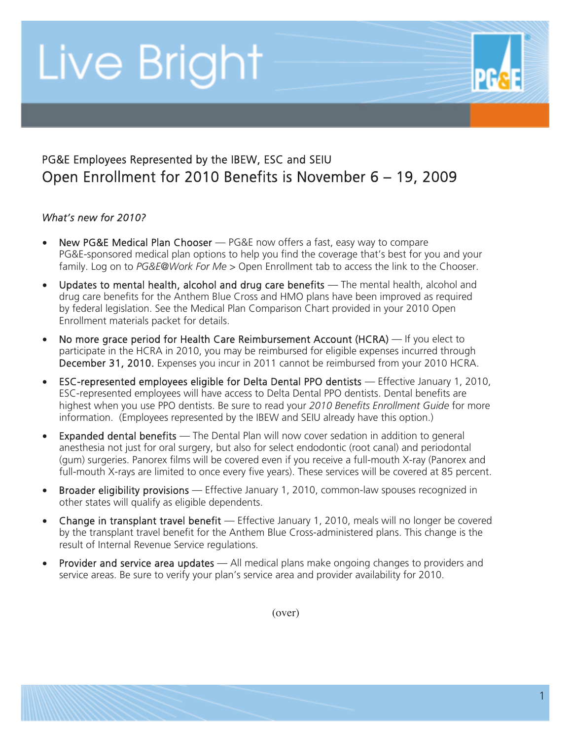# Live Bright

## PG&E Employees Represented by the IBEW, ESC and SEIU
## Open Enrollment for 2010 Benefits is November 6 – 19, 2009

*What's new for 2010?*

- New PG&E Medical Plan Chooser — PG&E now offers a fast, easy way to compare PG&E-sponsored medical plan options to help you find the coverage that's best for you and your family. Log on to *PG&E@Work For Me* > Open Enrollment tab to access the link to the Chooser.
- Updates to mental health, alcohol and drug care benefits — The mental health, alcohol and drug care benefits for the Anthem Blue Cross and HMO plans have been improved as required by federal legislation. See the Medical Plan Comparison Chart provided in your 2010 Open Enrollment materials packet for details.
- No more grace period for Health Care Reimbursement Account (HCRA) — If you elect to participate in the HCRA in 2010, you may be reimbursed for eligible expenses incurred through **December 31, 2010.** Expenses you incur in 2011 cannot be reimbursed from your 2010 HCRA.
- ESC-represented employees eligible for Delta Dental PPO dentists — Effective January 1, 2010, ESC-represented employees will have access to Delta Dental PPO dentists. Dental benefits are highest when you use PPO dentists. Be sure to read your *2010 Benefits Enrollment Guide* for more information. (Employees represented by the IBEW and SEIU already have this option.)
- Expanded dental benefits — The Dental Plan will now cover sedation in addition to general anesthesia not just for oral surgery, but also for select endodontic (root canal) and periodontal (gum) surgeries. Panorex films will be covered even if you receive a full-mouth X-ray (Panorex and full-mouth X-rays are limited to once every five years). These services will be covered at 85 percent.
- Broader eligibility provisions — Effective January 1, 2010, common-law spouses recognized in other states will qualify as eligible dependents.
- Change in transplant travel benefit — Effective January 1, 2010, meals will no longer be covered by the transplant travel benefit for the Anthem Blue Cross-administered plans. This change is the result of Internal Revenue Service regulations.
- Provider and service area updates — All medical plans make ongoing changes to providers and service areas. Be sure to verify your plan's service area and provider availability for 2010.

(over)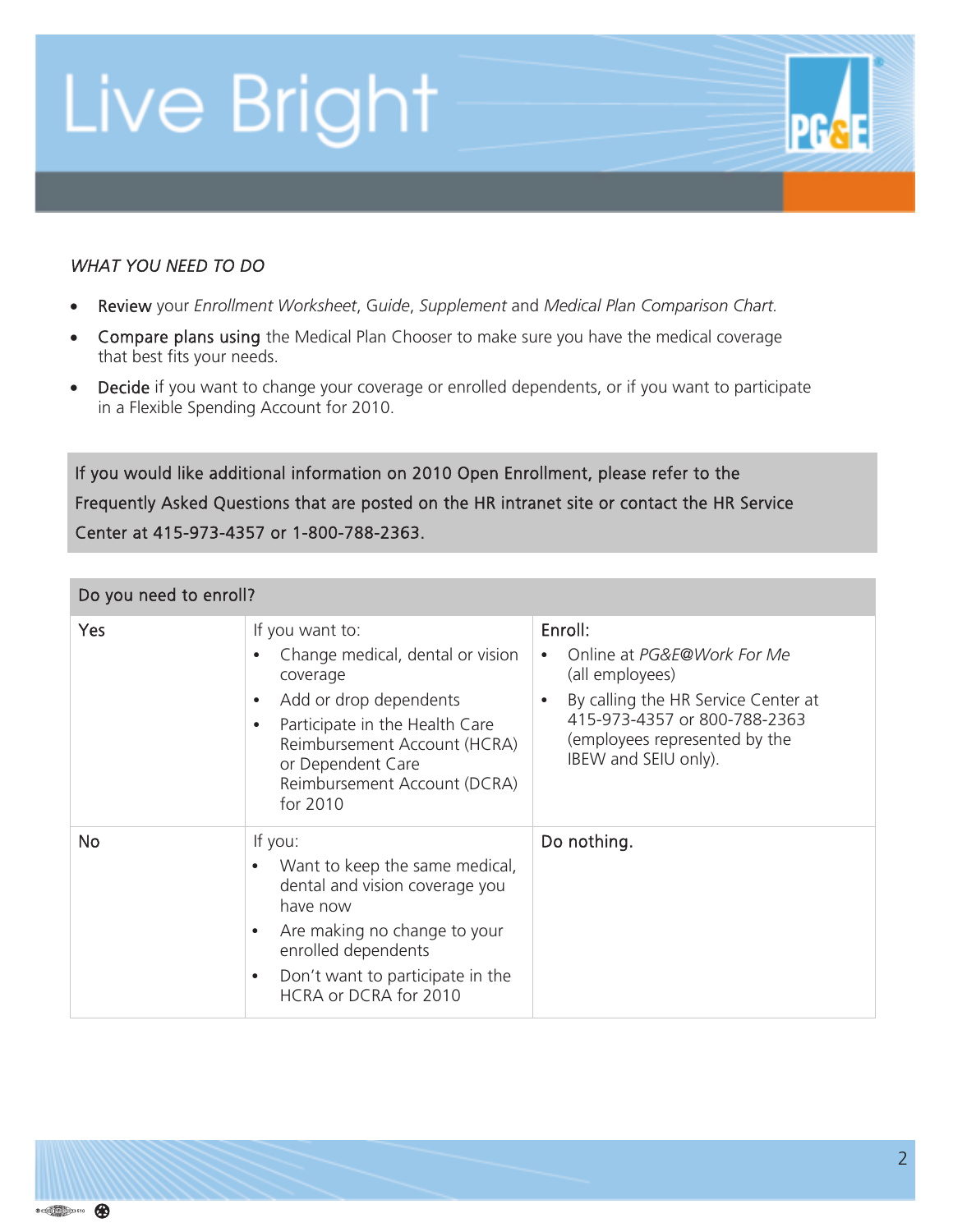# Live Bright

*WHAT YOU NEED TO DO*

- **Review** your *Enrollment Worksheet*, Guide, *Supplement* and *Medical Plan Comparison Chart.*
- **Compare plans using** the Medical Plan Chooser to make sure you have the medical coverage that best fits your needs.
- **Decide** if you want to change your coverage or enrolled dependents, or if you want to participate in a Flexible Spending Account for 2010.

If you would like additional information on 2010 Open Enrollment, please refer to the Frequently Asked Questions that are posted on the HR intranet site or contact the HR Service Center at 415-973-4357 or 1-800-788-2363.

| Do you need to enroll? | | |
|---|---|---|
| Yes | If you want to:<br>• Change medical, dental or vision coverage<br>• Add or drop dependents<br>• Participate in the Health Care Reimbursement Account (HCRA) or Dependent Care Reimbursement Account (DCRA) for 2010 | Enroll:<br>• Online at *PG&E@Work For Me* (all employees)<br>• By calling the HR Service Center at 415-973-4357 or 800-788-2363 (employees represented by the IBEW and SEIU only). |
| No | If you:<br>• Want to keep the same medical, dental and vision coverage you have now<br>• Are making no change to your enrolled dependents<br>• Don't want to participate in the HCRA or DCRA for 2010 | Do nothing. |